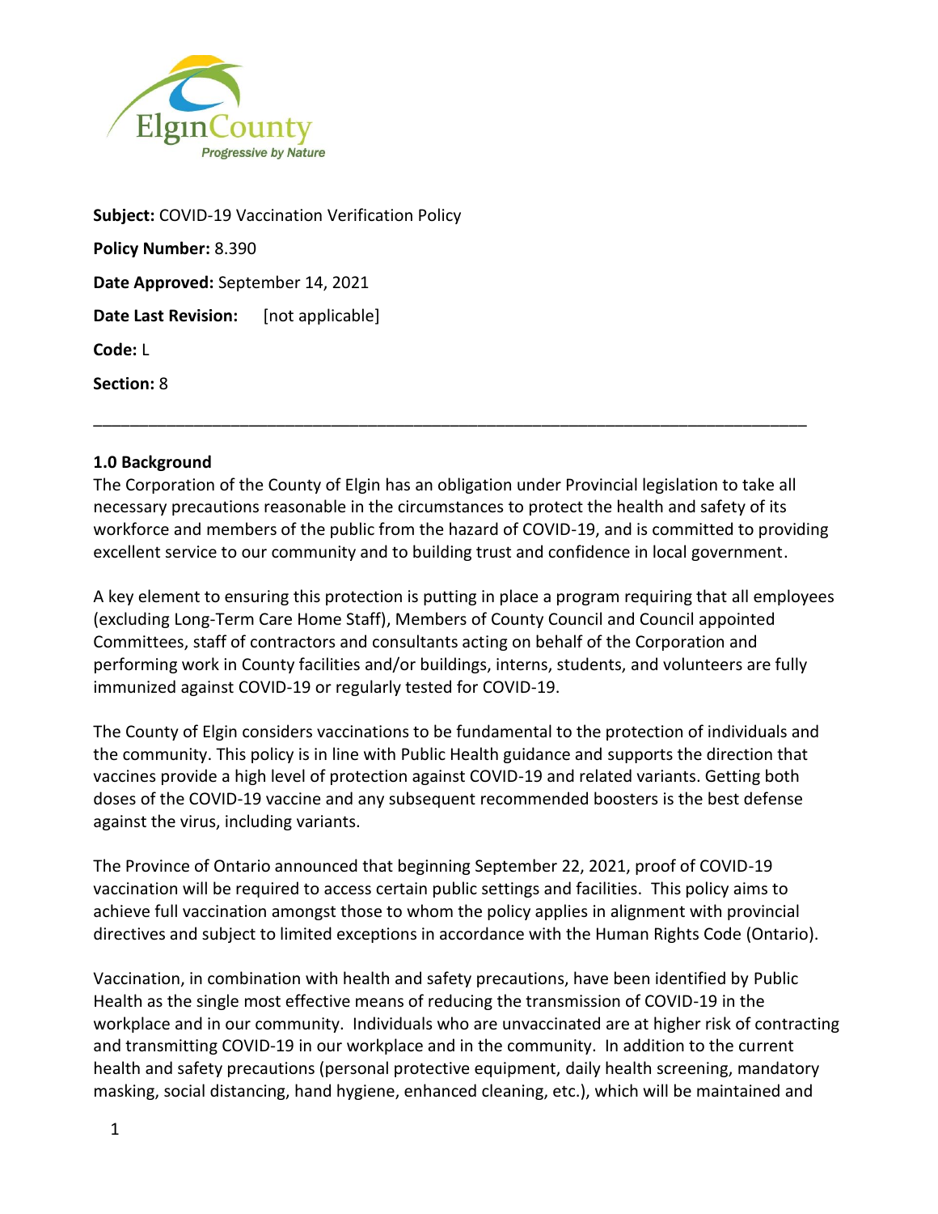**Subject:** COVID-19 Vaccination Verification Policy

**Policy Number:** 8.390

**Date Approved:** September 14, 2021

**Date Last Revision:** [not applicable]

**Code:** L

**Section:** 8

---

## 1.0 Background

The Corporation of the County of Elgin has an obligation under Provincial legislation to take all necessary precautions reasonable in the circumstances to protect the health and safety of its workforce and members of the public from the hazard of COVID-19, and is committed to providing excellent service to our community and to building trust and confidence in local government.

A key element to ensuring this protection is putting in place a program requiring that all employees (excluding Long-Term Care Home Staff), Members of County Council and Council appointed Committees, staff of contractors and consultants acting on behalf of the Corporation and performing work in County facilities and/or buildings, interns, students, and volunteers are fully immunized against COVID-19 or regularly tested for COVID-19.

The County of Elgin considers vaccinations to be fundamental to the protection of individuals and the community. This policy is in line with Public Health guidance and supports the direction that vaccines provide a high level of protection against COVID-19 and related variants. Getting both doses of the COVID-19 vaccine and any subsequent recommended boosters is the best defense against the virus, including variants.

The Province of Ontario announced that beginning September 22, 2021, proof of COVID-19 vaccination will be required to access certain public settings and facilities. This policy aims to achieve full vaccination amongst those to whom the policy applies in alignment with provincial directives and subject to limited exceptions in accordance with the Human Rights Code (Ontario).

Vaccination, in combination with health and safety precautions, have been identified by Public Health as the single most effective means of reducing the transmission of COVID-19 in the workplace and in our community. Individuals who are unvaccinated are at higher risk of contracting and transmitting COVID-19 in our workplace and in the community. In addition to the current health and safety precautions (personal protective equipment, daily health screening, mandatory masking, social distancing, hand hygiene, enhanced cleaning, etc.), which will be maintained and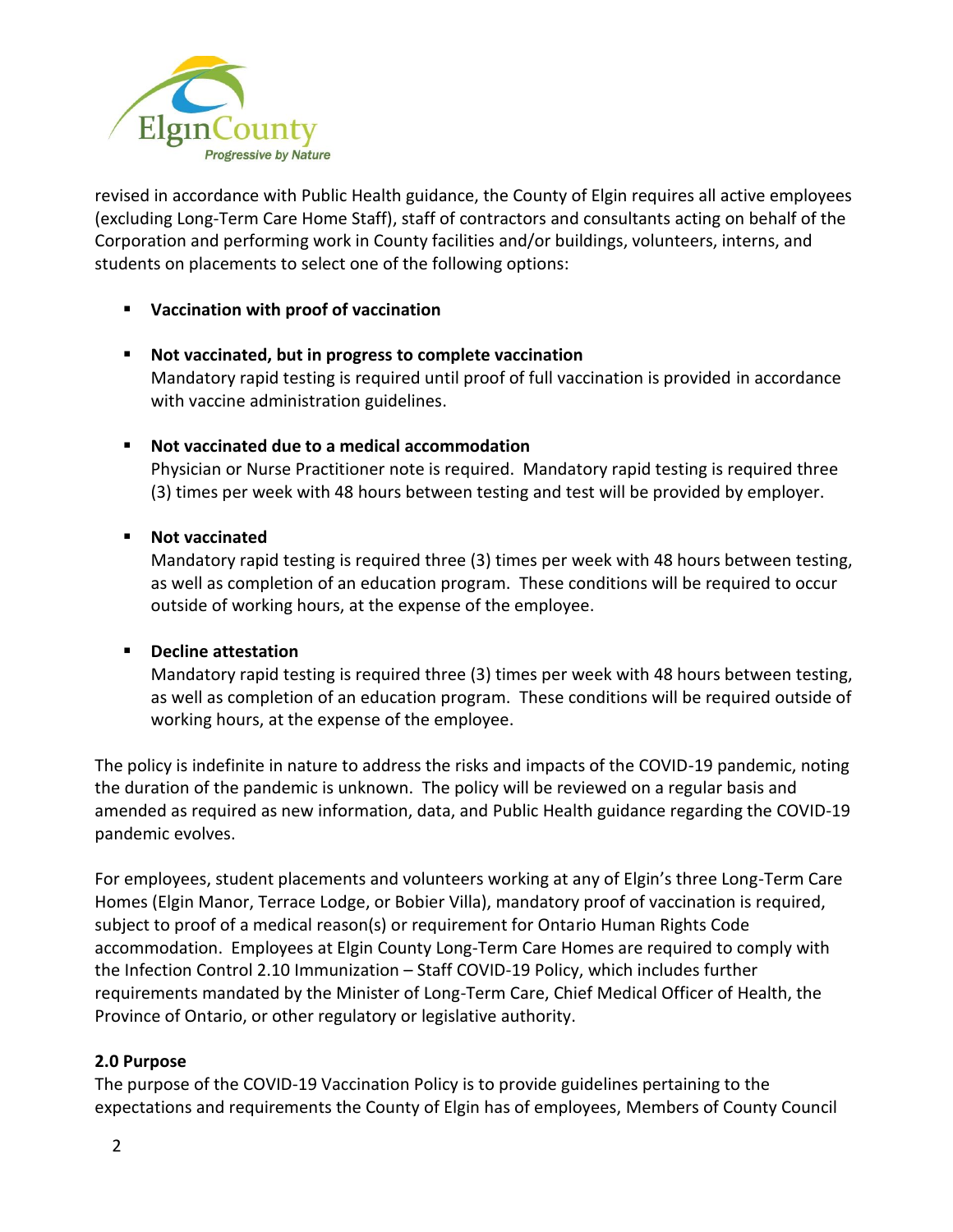revised in accordance with Public Health guidance, the County of Elgin requires all active employees (excluding Long-Term Care Home Staff), staff of contractors and consultants acting on behalf of the Corporation and performing work in County facilities and/or buildings, volunteers, interns, and students on placements to select one of the following options:

- **Vaccination with proof of vaccination**

- **Not vaccinated, but in progress to complete vaccination**
  Mandatory rapid testing is required until proof of full vaccination is provided in accordance with vaccine administration guidelines.

- **Not vaccinated due to a medical accommodation**
  Physician or Nurse Practitioner note is required. Mandatory rapid testing is required three (3) times per week with 48 hours between testing and test will be provided by employer.

- **Not vaccinated**
  Mandatory rapid testing is required three (3) times per week with 48 hours between testing, as well as completion of an education program. These conditions will be required to occur outside of working hours, at the expense of the employee.

- **Decline attestation**
  Mandatory rapid testing is required three (3) times per week with 48 hours between testing, as well as completion of an education program. These conditions will be required outside of working hours, at the expense of the employee.

The policy is indefinite in nature to address the risks and impacts of the COVID-19 pandemic, noting the duration of the pandemic is unknown. The policy will be reviewed on a regular basis and amended as required as new information, data, and Public Health guidance regarding the COVID-19 pandemic evolves.

For employees, student placements and volunteers working at any of Elgin's three Long-Term Care Homes (Elgin Manor, Terrace Lodge, or Bobier Villa), mandatory proof of vaccination is required, subject to proof of a medical reason(s) or requirement for Ontario Human Rights Code accommodation. Employees at Elgin County Long-Term Care Homes are required to comply with the Infection Control 2.10 Immunization – Staff COVID-19 Policy, which includes further requirements mandated by the Minister of Long-Term Care, Chief Medical Officer of Health, the Province of Ontario, or other regulatory or legislative authority.

**2.0 Purpose**

The purpose of the COVID-19 Vaccination Policy is to provide guidelines pertaining to the expectations and requirements the County of Elgin has of employees, Members of County Council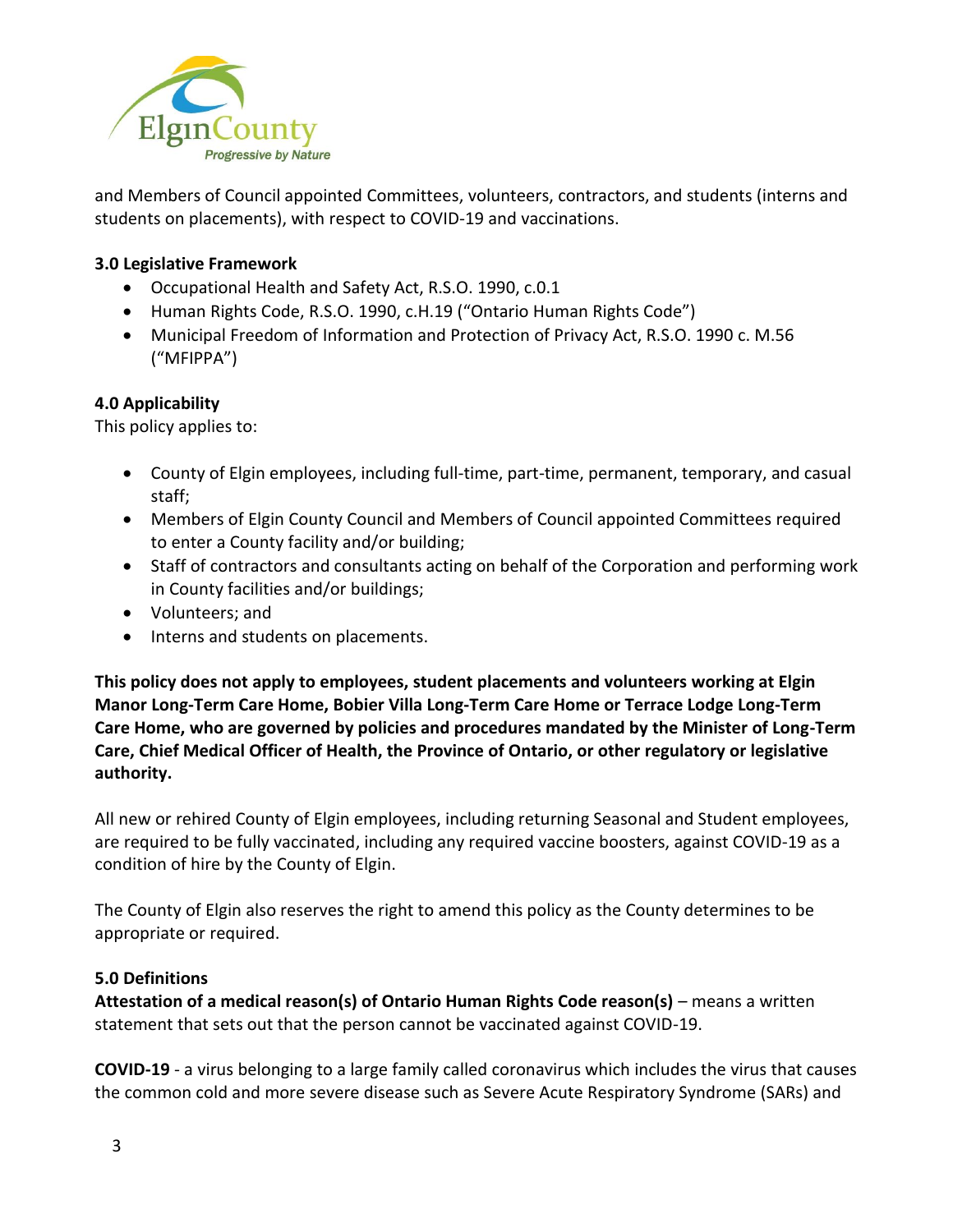and Members of Council appointed Committees, volunteers, contractors, and students (interns and students on placements), with respect to COVID-19 and vaccinations.

**3.0 Legislative Framework**

- Occupational Health and Safety Act, R.S.O. 1990, c.0.1
- Human Rights Code, R.S.O. 1990, c.H.19 ("Ontario Human Rights Code")
- Municipal Freedom of Information and Protection of Privacy Act, R.S.O. 1990 c. M.56 ("MFIPPA")

**4.0 Applicability**

This policy applies to:

- County of Elgin employees, including full-time, part-time, permanent, temporary, and casual staff;
- Members of Elgin County Council and Members of Council appointed Committees required to enter a County facility and/or building;
- Staff of contractors and consultants acting on behalf of the Corporation and performing work in County facilities and/or buildings;
- Volunteers; and
- Interns and students on placements.

**This policy does not apply to employees, student placements and volunteers working at Elgin Manor Long-Term Care Home, Bobier Villa Long-Term Care Home or Terrace Lodge Long-Term Care Home, who are governed by policies and procedures mandated by the Minister of Long-Term Care, Chief Medical Officer of Health, the Province of Ontario, or other regulatory or legislative authority.**

All new or rehired County of Elgin employees, including returning Seasonal and Student employees, are required to be fully vaccinated, including any required vaccine boosters, against COVID-19 as a condition of hire by the County of Elgin.

The County of Elgin also reserves the right to amend this policy as the County determines to be appropriate or required.

**5.0 Definitions**

**Attestation of a medical reason(s) of Ontario Human Rights Code reason(s)** – means a written statement that sets out that the person cannot be vaccinated against COVID-19.

**COVID-19** - a virus belonging to a large family called coronavirus which includes the virus that causes the common cold and more severe disease such as Severe Acute Respiratory Syndrome (SARs) and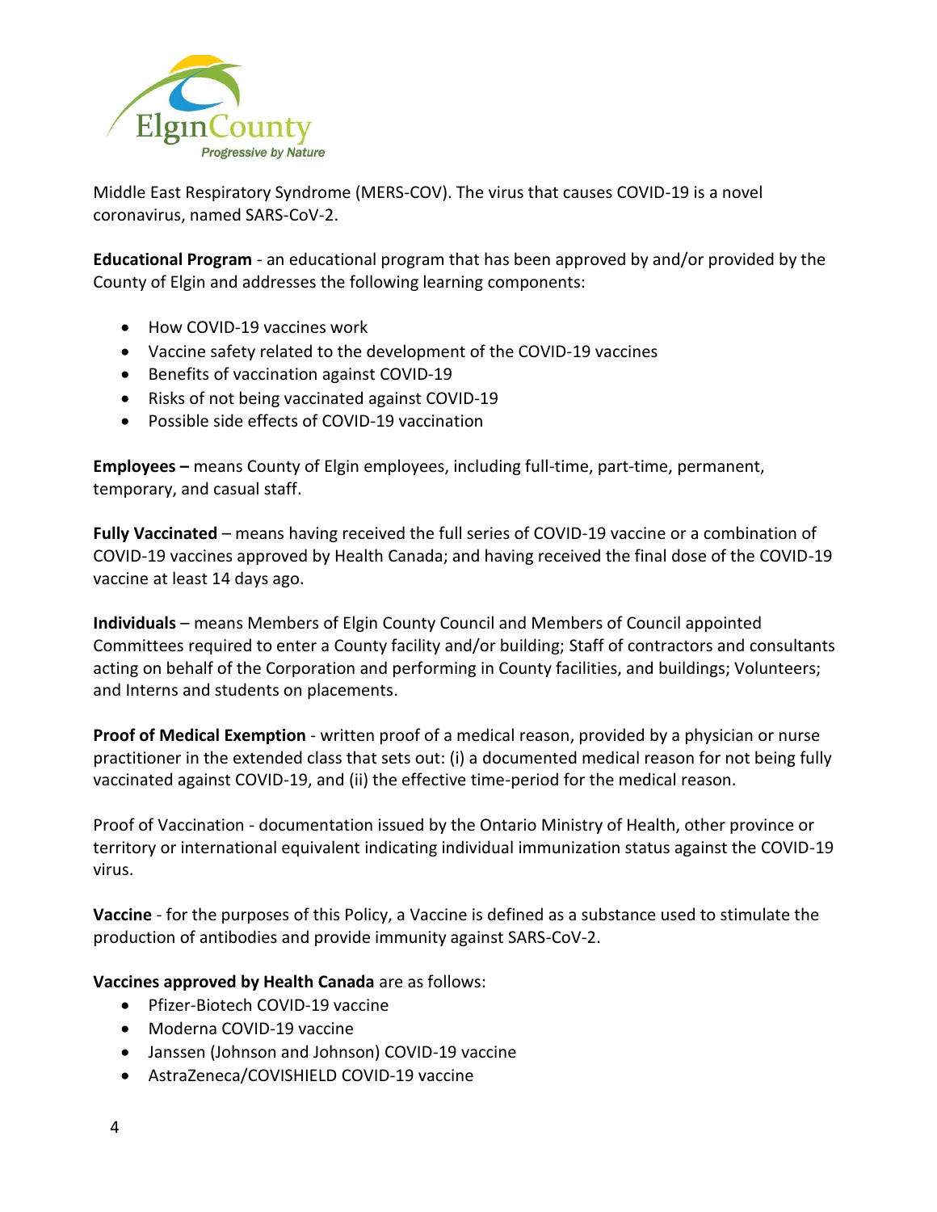Middle East Respiratory Syndrome (MERS-COV). The virus that causes COVID-19 is a novel coronavirus, named SARS-CoV-2.

**Educational Program** - an educational program that has been approved by and/or provided by the County of Elgin and addresses the following learning components:

- How COVID-19 vaccines work
- Vaccine safety related to the development of the COVID-19 vaccines
- Benefits of vaccination against COVID-19
- Risks of not being vaccinated against COVID-19
- Possible side effects of COVID-19 vaccination

**Employees –** means County of Elgin employees, including full-time, part-time, permanent, temporary, and casual staff.

**Fully Vaccinated** – means having received the full series of COVID-19 vaccine or a combination of COVID-19 vaccines approved by Health Canada; and having received the final dose of the COVID-19 vaccine at least 14 days ago.

**Individuals** – means Members of Elgin County Council and Members of Council appointed Committees required to enter a County facility and/or building; Staff of contractors and consultants acting on behalf of the Corporation and performing in County facilities, and buildings; Volunteers; and Interns and students on placements.

**Proof of Medical Exemption** - written proof of a medical reason, provided by a physician or nurse practitioner in the extended class that sets out: (i) a documented medical reason for not being fully vaccinated against COVID-19, and (ii) the effective time-period for the medical reason.

Proof of Vaccination - documentation issued by the Ontario Ministry of Health, other province or territory or international equivalent indicating individual immunization status against the COVID-19 virus.

**Vaccine** - for the purposes of this Policy, a Vaccine is defined as a substance used to stimulate the production of antibodies and provide immunity against SARS-CoV-2.

**Vaccines approved by Health Canada** are as follows:

- Pfizer-Biotech COVID-19 vaccine
- Moderna COVID-19 vaccine
- Janssen (Johnson and Johnson) COVID-19 vaccine
- AstraZeneca/COVISHIELD COVID-19 vaccine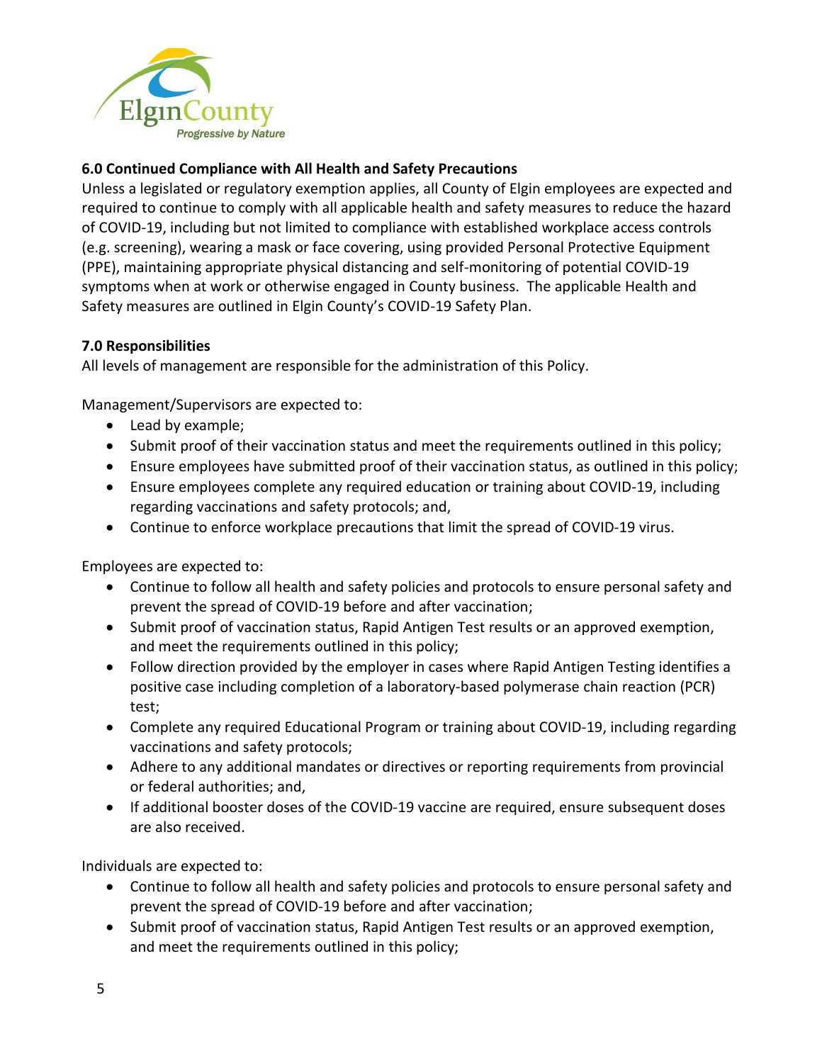### 6.0 Continued Compliance with All Health and Safety Precautions

Unless a legislated or regulatory exemption applies, all County of Elgin employees are expected and required to continue to comply with all applicable health and safety measures to reduce the hazard of COVID-19, including but not limited to compliance with established workplace access controls (e.g. screening), wearing a mask or face covering, using provided Personal Protective Equipment (PPE), maintaining appropriate physical distancing and self-monitoring of potential COVID-19 symptoms when at work or otherwise engaged in County business. The applicable Health and Safety measures are outlined in Elgin County's COVID-19 Safety Plan.

### 7.0 Responsibilities

All levels of management are responsible for the administration of this Policy.

Management/Supervisors are expected to:

- Lead by example;
- Submit proof of their vaccination status and meet the requirements outlined in this policy;
- Ensure employees have submitted proof of their vaccination status, as outlined in this policy;
- Ensure employees complete any required education or training about COVID-19, including regarding vaccinations and safety protocols; and,
- Continue to enforce workplace precautions that limit the spread of COVID-19 virus.

Employees are expected to:

- Continue to follow all health and safety policies and protocols to ensure personal safety and prevent the spread of COVID-19 before and after vaccination;
- Submit proof of vaccination status, Rapid Antigen Test results or an approved exemption, and meet the requirements outlined in this policy;
- Follow direction provided by the employer in cases where Rapid Antigen Testing identifies a positive case including completion of a laboratory-based polymerase chain reaction (PCR) test;
- Complete any required Educational Program or training about COVID-19, including regarding vaccinations and safety protocols;
- Adhere to any additional mandates or directives or reporting requirements from provincial or federal authorities; and,
- If additional booster doses of the COVID-19 vaccine are required, ensure subsequent doses are also received.

Individuals are expected to:

- Continue to follow all health and safety policies and protocols to ensure personal safety and prevent the spread of COVID-19 before and after vaccination;
- Submit proof of vaccination status, Rapid Antigen Test results or an approved exemption, and meet the requirements outlined in this policy;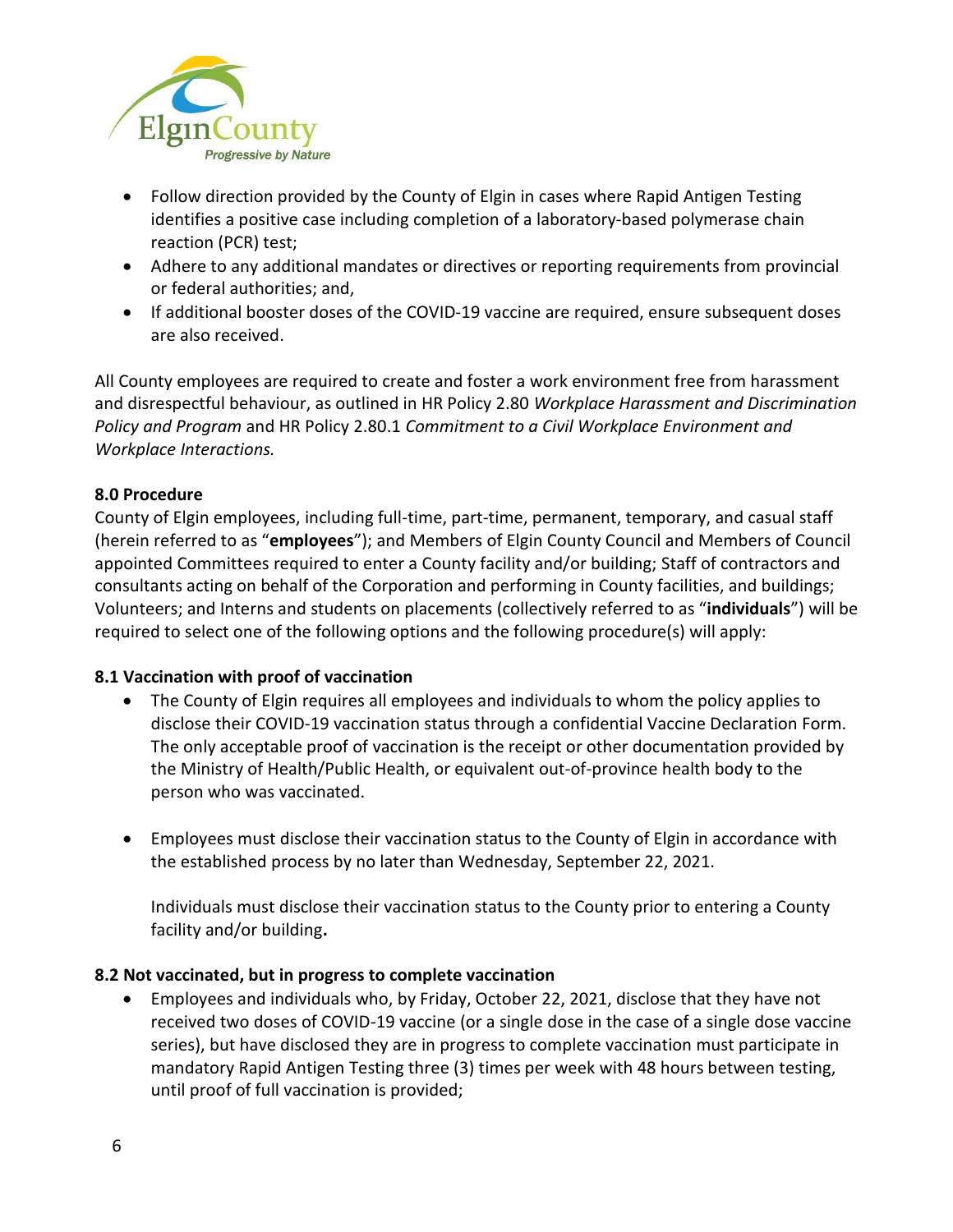- Follow direction provided by the County of Elgin in cases where Rapid Antigen Testing identifies a positive case including completion of a laboratory-based polymerase chain reaction (PCR) test;
- Adhere to any additional mandates or directives or reporting requirements from provincial or federal authorities; and,
- If additional booster doses of the COVID-19 vaccine are required, ensure subsequent doses are also received.

All County employees are required to create and foster a work environment free from harassment and disrespectful behaviour, as outlined in HR Policy 2.80 *Workplace Harassment and Discrimination Policy and Program* and HR Policy 2.80.1 *Commitment to a Civil Workplace Environment and Workplace Interactions.*

**8.0 Procedure**

County of Elgin employees, including full-time, part-time, permanent, temporary, and casual staff (herein referred to as "**employees**"); and Members of Elgin County Council and Members of Council appointed Committees required to enter a County facility and/or building; Staff of contractors and consultants acting on behalf of the Corporation and performing in County facilities, and buildings; Volunteers; and Interns and students on placements (collectively referred to as "**individuals**") will be required to select one of the following options and the following procedure(s) will apply:

**8.1 Vaccination with proof of vaccination**

- The County of Elgin requires all employees and individuals to whom the policy applies to disclose their COVID-19 vaccination status through a confidential Vaccine Declaration Form. The only acceptable proof of vaccination is the receipt or other documentation provided by the Ministry of Health/Public Health, or equivalent out-of-province health body to the person who was vaccinated.

- Employees must disclose their vaccination status to the County of Elgin in accordance with the established process by no later than Wednesday, September 22, 2021.

  Individuals must disclose their vaccination status to the County prior to entering a County facility and/or building.

**8.2 Not vaccinated, but in progress to complete vaccination**

- Employees and individuals who, by Friday, October 22, 2021, disclose that they have not received two doses of COVID-19 vaccine (or a single dose in the case of a single dose vaccine series), but have disclosed they are in progress to complete vaccination must participate in mandatory Rapid Antigen Testing three (3) times per week with 48 hours between testing, until proof of full vaccination is provided;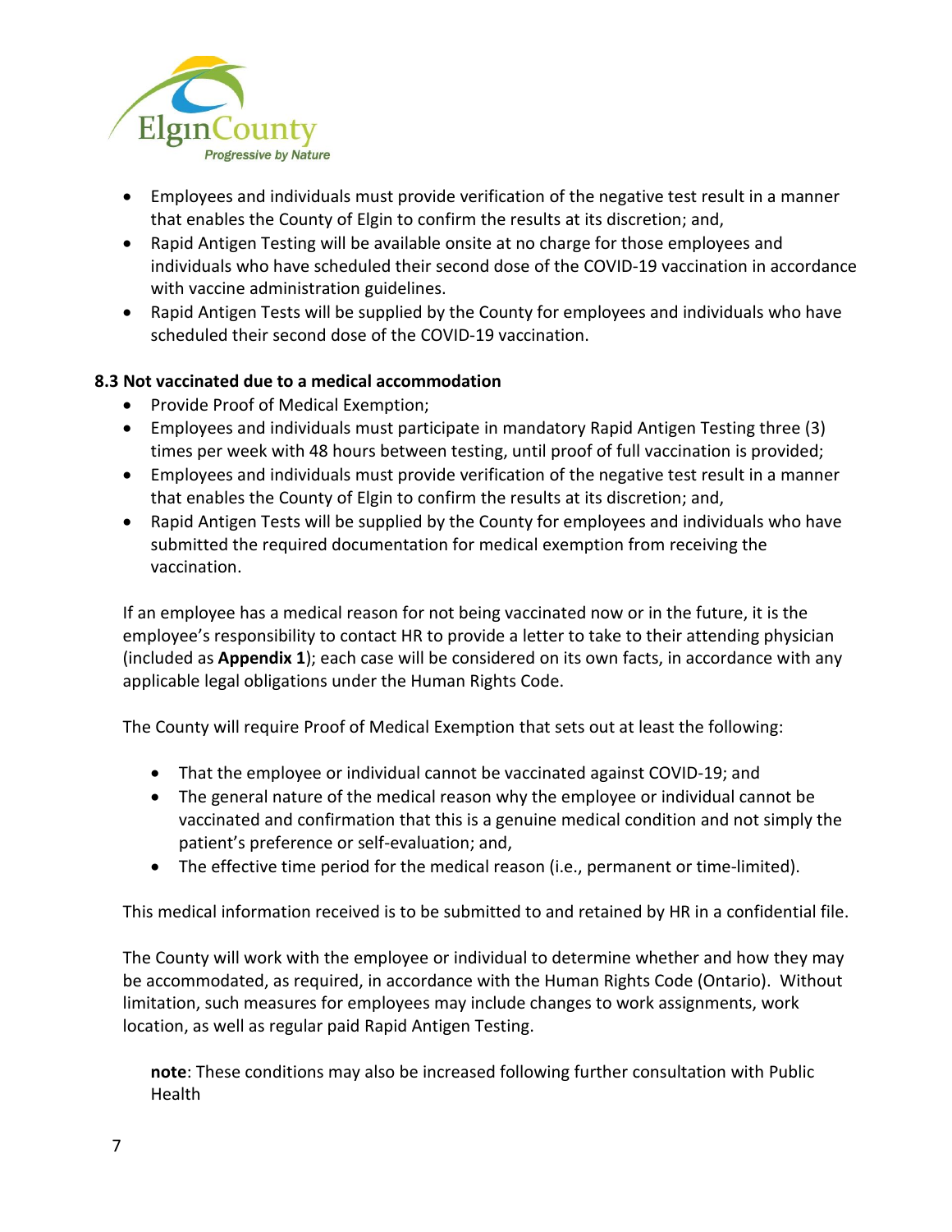- Employees and individuals must provide verification of the negative test result in a manner that enables the County of Elgin to confirm the results at its discretion; and,
- Rapid Antigen Testing will be available onsite at no charge for those employees and individuals who have scheduled their second dose of the COVID-19 vaccination in accordance with vaccine administration guidelines.
- Rapid Antigen Tests will be supplied by the County for employees and individuals who have scheduled their second dose of the COVID-19 vaccination.

**8.3 Not vaccinated due to a medical accommodation**

- Provide Proof of Medical Exemption;
- Employees and individuals must participate in mandatory Rapid Antigen Testing three (3) times per week with 48 hours between testing, until proof of full vaccination is provided;
- Employees and individuals must provide verification of the negative test result in a manner that enables the County of Elgin to confirm the results at its discretion; and,
- Rapid Antigen Tests will be supplied by the County for employees and individuals who have submitted the required documentation for medical exemption from receiving the vaccination.

If an employee has a medical reason for not being vaccinated now or in the future, it is the employee's responsibility to contact HR to provide a letter to take to their attending physician (included as **Appendix 1**); each case will be considered on its own facts, in accordance with any applicable legal obligations under the Human Rights Code.

The County will require Proof of Medical Exemption that sets out at least the following:

- That the employee or individual cannot be vaccinated against COVID-19; and
- The general nature of the medical reason why the employee or individual cannot be vaccinated and confirmation that this is a genuine medical condition and not simply the patient's preference or self-evaluation; and,
- The effective time period for the medical reason (i.e., permanent or time-limited).

This medical information received is to be submitted to and retained by HR in a confidential file.

The County will work with the employee or individual to determine whether and how they may be accommodated, as required, in accordance with the Human Rights Code (Ontario). Without limitation, such measures for employees may include changes to work assignments, work location, as well as regular paid Rapid Antigen Testing.

**note**: These conditions may also be increased following further consultation with Public Health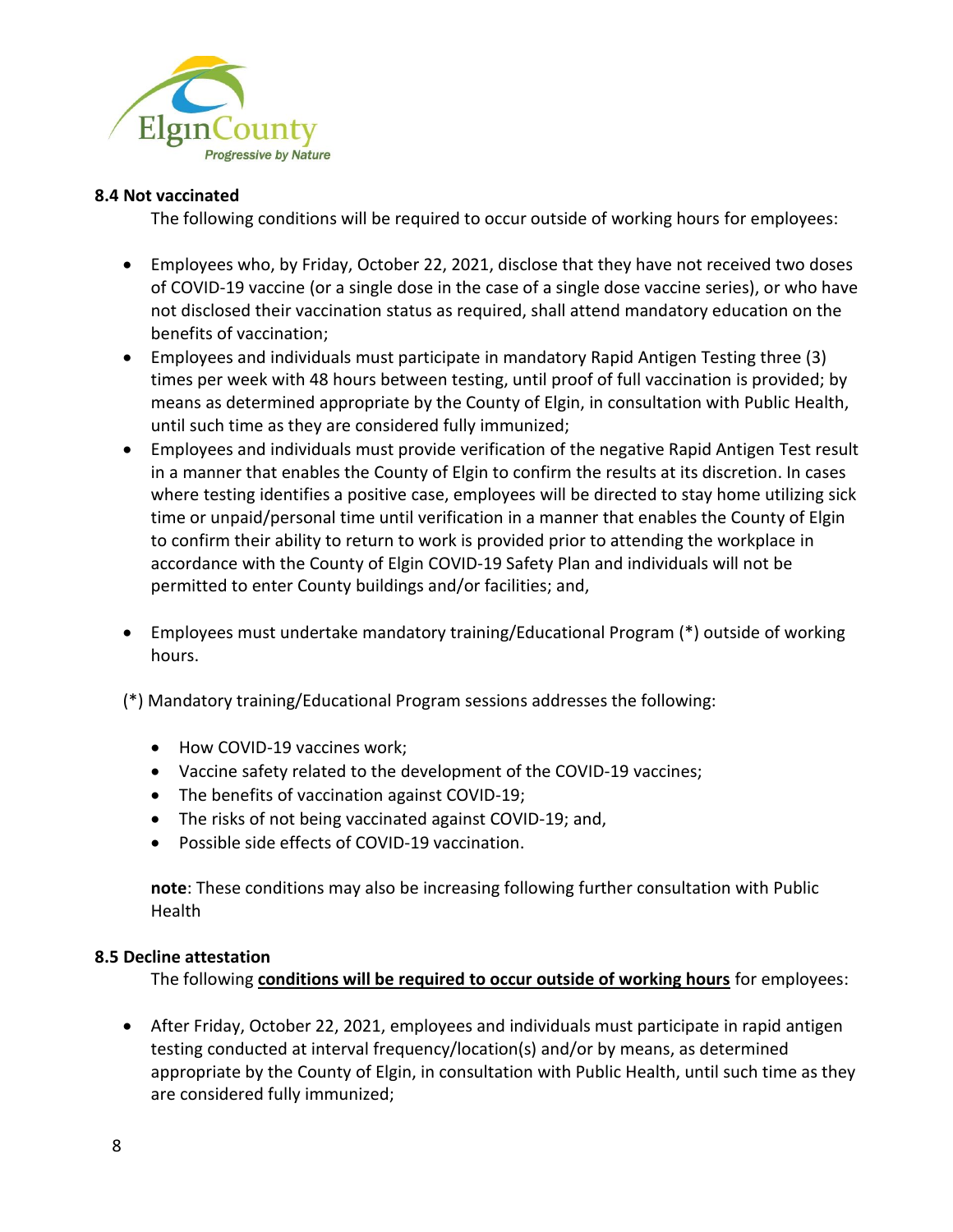**8.4 Not vaccinated**

The following conditions will be required to occur outside of working hours for employees:

- Employees who, by Friday, October 22, 2021, disclose that they have not received two doses of COVID-19 vaccine (or a single dose in the case of a single dose vaccine series), or who have not disclosed their vaccination status as required, shall attend mandatory education on the benefits of vaccination;
- Employees and individuals must participate in mandatory Rapid Antigen Testing three (3) times per week with 48 hours between testing, until proof of full vaccination is provided; by means as determined appropriate by the County of Elgin, in consultation with Public Health, until such time as they are considered fully immunized;
- Employees and individuals must provide verification of the negative Rapid Antigen Test result in a manner that enables the County of Elgin to confirm the results at its discretion. In cases where testing identifies a positive case, employees will be directed to stay home utilizing sick time or unpaid/personal time until verification in a manner that enables the County of Elgin to confirm their ability to return to work is provided prior to attending the workplace in accordance with the County of Elgin COVID-19 Safety Plan and individuals will not be permitted to enter County buildings and/or facilities; and,
- Employees must undertake mandatory training/Educational Program (*) outside of working hours.

(*) Mandatory training/Educational Program sessions addresses the following:

- How COVID-19 vaccines work;
- Vaccine safety related to the development of the COVID-19 vaccines;
- The benefits of vaccination against COVID-19;
- The risks of not being vaccinated against COVID-19; and,
- Possible side effects of COVID-19 vaccination.

**note**: These conditions may also be increasing following further consultation with Public Health

**8.5 Decline attestation**

The following **conditions will be required to occur outside of working hours** for employees:

- After Friday, October 22, 2021, employees and individuals must participate in rapid antigen testing conducted at interval frequency/location(s) and/or by means, as determined appropriate by the County of Elgin, in consultation with Public Health, until such time as they are considered fully immunized;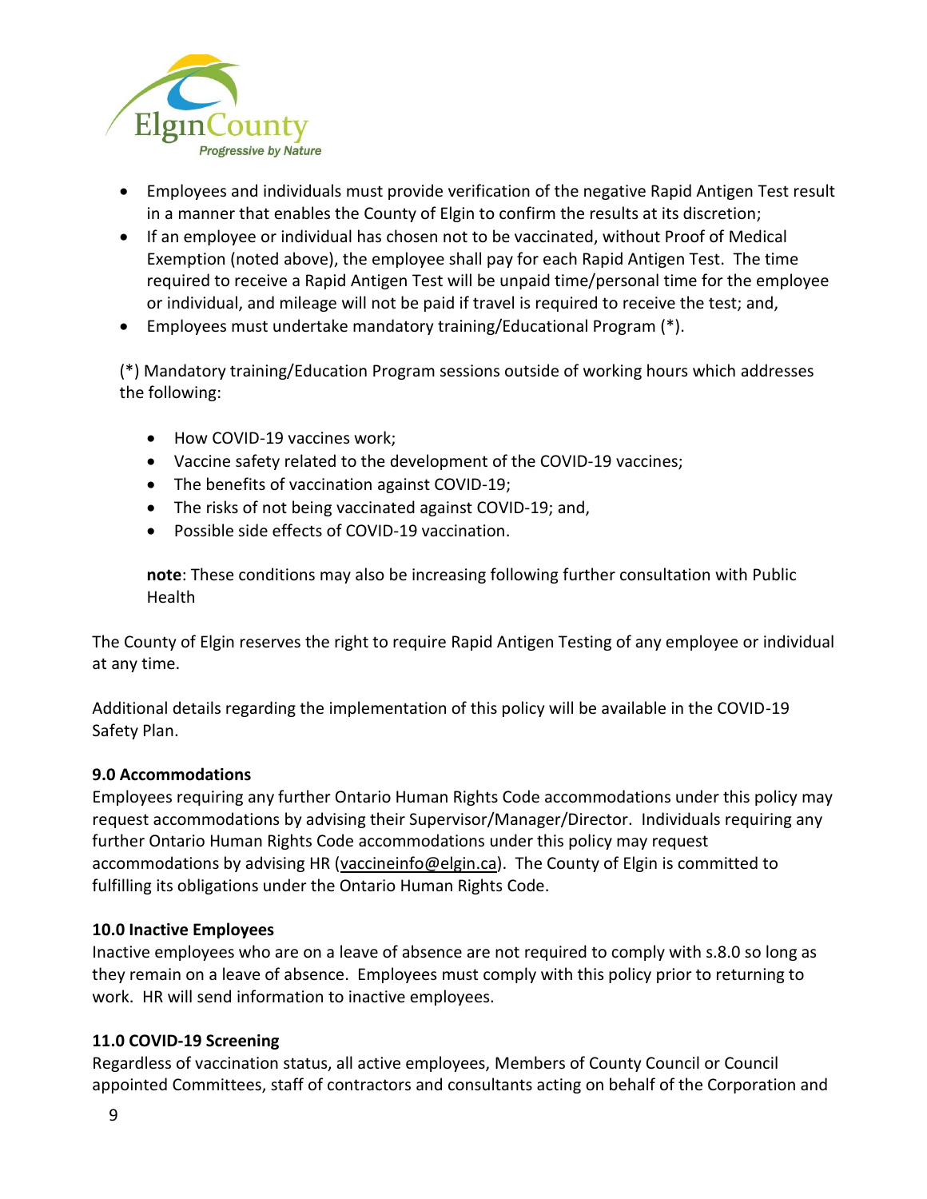- Employees and individuals must provide verification of the negative Rapid Antigen Test result in a manner that enables the County of Elgin to confirm the results at its discretion;
- If an employee or individual has chosen not to be vaccinated, without Proof of Medical Exemption (noted above), the employee shall pay for each Rapid Antigen Test. The time required to receive a Rapid Antigen Test will be unpaid time/personal time for the employee or individual, and mileage will not be paid if travel is required to receive the test; and,
- Employees must undertake mandatory training/Educational Program (*).

(*) Mandatory training/Education Program sessions outside of working hours which addresses the following:

- How COVID-19 vaccines work;
- Vaccine safety related to the development of the COVID-19 vaccines;
- The benefits of vaccination against COVID-19;
- The risks of not being vaccinated against COVID-19; and,
- Possible side effects of COVID-19 vaccination.

**note**: These conditions may also be increasing following further consultation with Public Health

The County of Elgin reserves the right to require Rapid Antigen Testing of any employee or individual at any time.

Additional details regarding the implementation of this policy will be available in the COVID-19 Safety Plan.

**9.0 Accommodations**

Employees requiring any further Ontario Human Rights Code accommodations under this policy may request accommodations by advising their Supervisor/Manager/Director. Individuals requiring any further Ontario Human Rights Code accommodations under this policy may request accommodations by advising HR (vaccineinfo@elgin.ca). The County of Elgin is committed to fulfilling its obligations under the Ontario Human Rights Code.

**10.0 Inactive Employees**

Inactive employees who are on a leave of absence are not required to comply with s.8.0 so long as they remain on a leave of absence. Employees must comply with this policy prior to returning to work. HR will send information to inactive employees.

**11.0 COVID-19 Screening**

Regardless of vaccination status, all active employees, Members of County Council or Council appointed Committees, staff of contractors and consultants acting on behalf of the Corporation and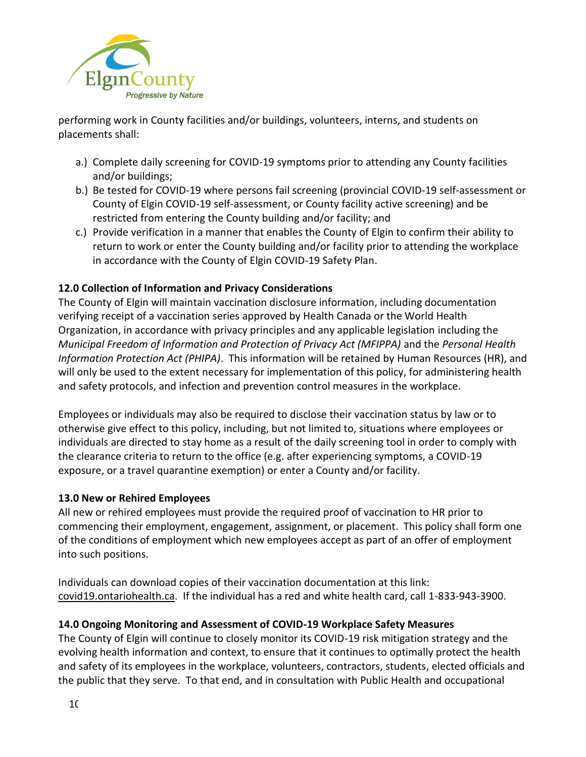performing work in County facilities and/or buildings, volunteers, interns, and students on placements shall:

a.) Complete daily screening for COVID-19 symptoms prior to attending any County facilities and/or buildings;
b.) Be tested for COVID-19 where persons fail screening (provincial COVID-19 self-assessment or County of Elgin COVID-19 self-assessment, or County facility active screening) and be restricted from entering the County building and/or facility; and
c.) Provide verification in a manner that enables the County of Elgin to confirm their ability to return to work or enter the County building and/or facility prior to attending the workplace in accordance with the County of Elgin COVID-19 Safety Plan.

**12.0 Collection of Information and Privacy Considerations**

The County of Elgin will maintain vaccination disclosure information, including documentation verifying receipt of a vaccination series approved by Health Canada or the World Health Organization, in accordance with privacy principles and any applicable legislation including the *Municipal Freedom of Information and Protection of Privacy Act (MFIPPA)* and the *Personal Health Information Protection Act (PHIPA)*. This information will be retained by Human Resources (HR), and will only be used to the extent necessary for implementation of this policy, for administering health and safety protocols, and infection and prevention control measures in the workplace.

Employees or individuals may also be required to disclose their vaccination status by law or to otherwise give effect to this policy, including, but not limited to, situations where employees or individuals are directed to stay home as a result of the daily screening tool in order to comply with the clearance criteria to return to the office (e.g. after experiencing symptoms, a COVID-19 exposure, or a travel quarantine exemption) or enter a County and/or facility.

**13.0 New or Rehired Employees**

All new or rehired employees must provide the required proof of vaccination to HR prior to commencing their employment, engagement, assignment, or placement. This policy shall form one of the conditions of employment which new employees accept as part of an offer of employment into such positions.

Individuals can download copies of their vaccination documentation at this link: covid19.ontariohealth.ca. If the individual has a red and white health card, call 1-833-943-3900.

**14.0 Ongoing Monitoring and Assessment of COVID-19 Workplace Safety Measures**

The County of Elgin will continue to closely monitor its COVID-19 risk mitigation strategy and the evolving health information and context, to ensure that it continues to optimally protect the health and safety of its employees in the workplace, volunteers, contractors, students, elected officials and the public that they serve. To that end, and in consultation with Public Health and occupational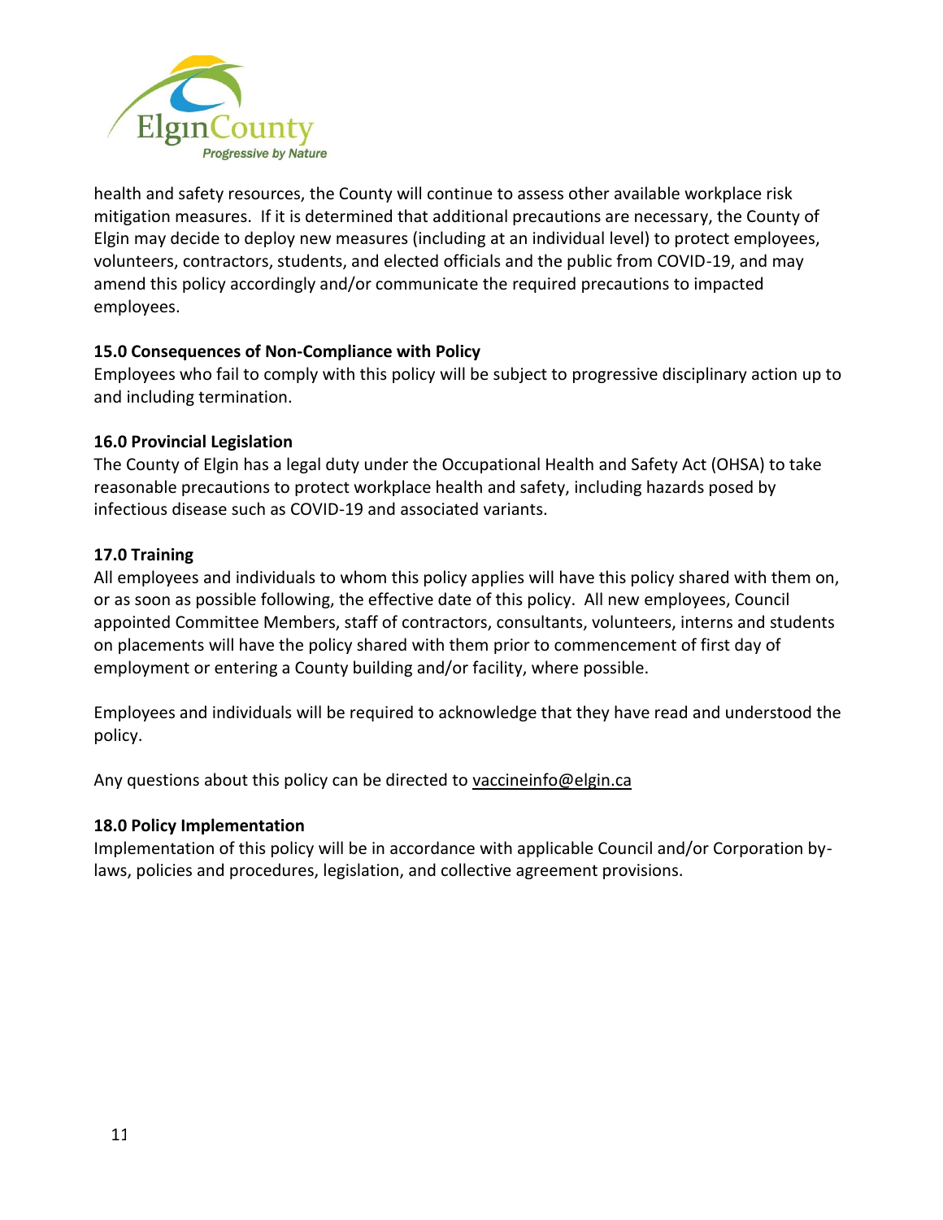health and safety resources, the County will continue to assess other available workplace risk mitigation measures. If it is determined that additional precautions are necessary, the County of Elgin may decide to deploy new measures (including at an individual level) to protect employees, volunteers, contractors, students, and elected officials and the public from COVID-19, and may amend this policy accordingly and/or communicate the required precautions to impacted employees.

### 15.0 Consequences of Non-Compliance with Policy

Employees who fail to comply with this policy will be subject to progressive disciplinary action up to and including termination.

### 16.0 Provincial Legislation

The County of Elgin has a legal duty under the Occupational Health and Safety Act (OHSA) to take reasonable precautions to protect workplace health and safety, including hazards posed by infectious disease such as COVID-19 and associated variants.

### 17.0 Training

All employees and individuals to whom this policy applies will have this policy shared with them on, or as soon as possible following, the effective date of this policy. All new employees, Council appointed Committee Members, staff of contractors, consultants, volunteers, interns and students on placements will have the policy shared with them prior to commencement of first day of employment or entering a County building and/or facility, where possible.

Employees and individuals will be required to acknowledge that they have read and understood the policy.

Any questions about this policy can be directed to vaccineinfo@elgin.ca

### 18.0 Policy Implementation

Implementation of this policy will be in accordance with applicable Council and/or Corporation by-laws, policies and procedures, legislation, and collective agreement provisions.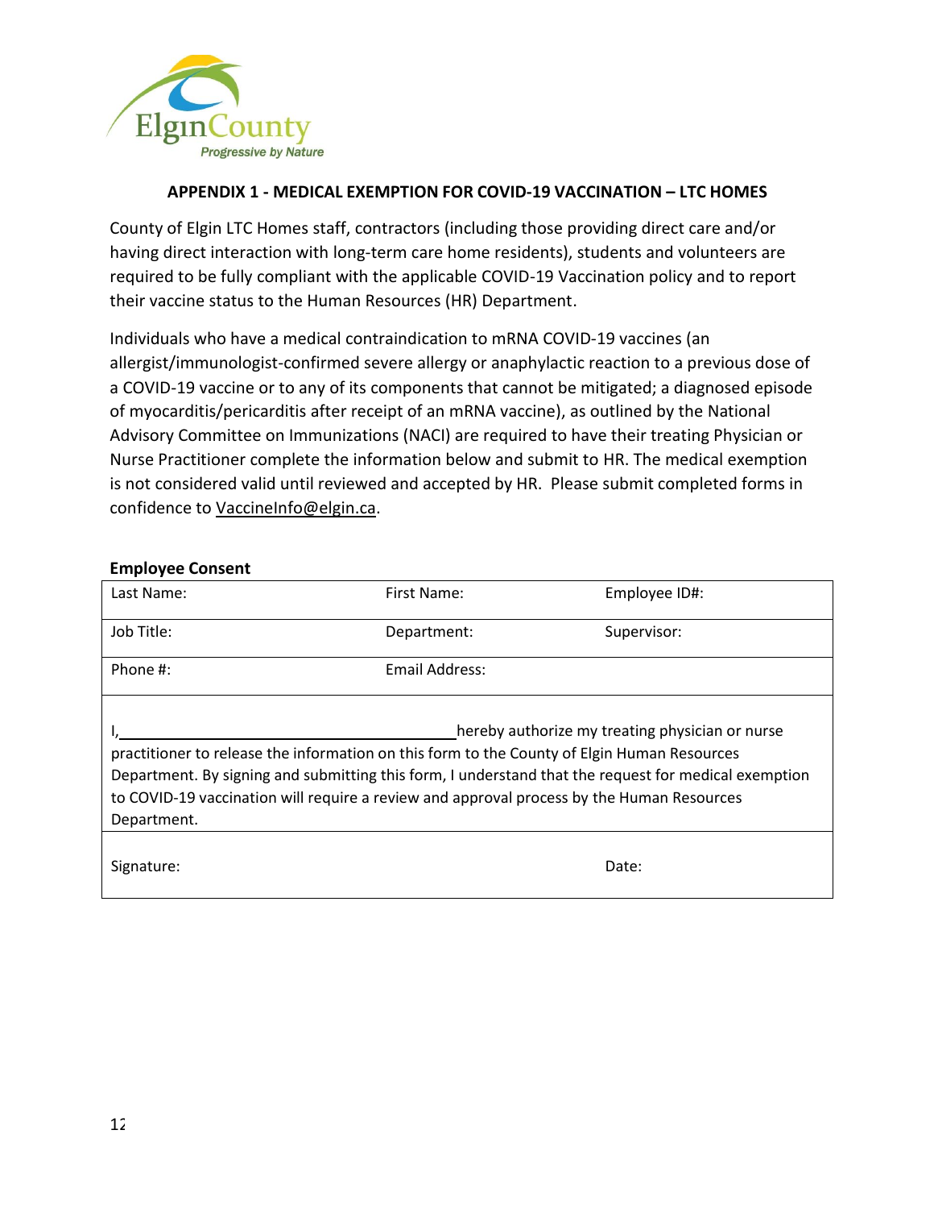ElginCounty
*Progressive by Nature*

## APPENDIX 1 - MEDICAL EXEMPTION FOR COVID-19 VACCINATION – LTC HOMES

County of Elgin LTC Homes staff, contractors (including those providing direct care and/or having direct interaction with long-term care home residents), students and volunteers are required to be fully compliant with the applicable COVID-19 Vaccination policy and to report their vaccine status to the Human Resources (HR) Department.

Individuals who have a medical contraindication to mRNA COVID-19 vaccines (an allergist/immunologist-confirmed severe allergy or anaphylactic reaction to a previous dose of a COVID-19 vaccine or to any of its components that cannot be mitigated; a diagnosed episode of myocarditis/pericarditis after receipt of an mRNA vaccine), as outlined by the National Advisory Committee on Immunizations (NACI) are required to have their treating Physician or Nurse Practitioner complete the information below and submit to HR. The medical exemption is not considered valid until reviewed and accepted by HR. Please submit completed forms in confidence to VaccineInfo@elgin.ca.

**Employee Consent**

| Last Name: | First Name: | Employee ID#: |
|---|---|---|
| Job Title: | Department: | Supervisor: |
| Phone #: | Email Address: | |
| I,\_\_\_\_\_\_\_\_\_\_\_\_\_\_\_\_\_\_\_\_\_\_\_\_\_\_\_\_\_\_ hereby authorize my treating physician or nurse practitioner to release the information on this form to the County of Elgin Human Resources Department. By signing and submitting this form, I understand that the request for medical exemption to COVID-19 vaccination will require a review and approval process by the Human Resources Department. | | |
| Signature: | | Date: |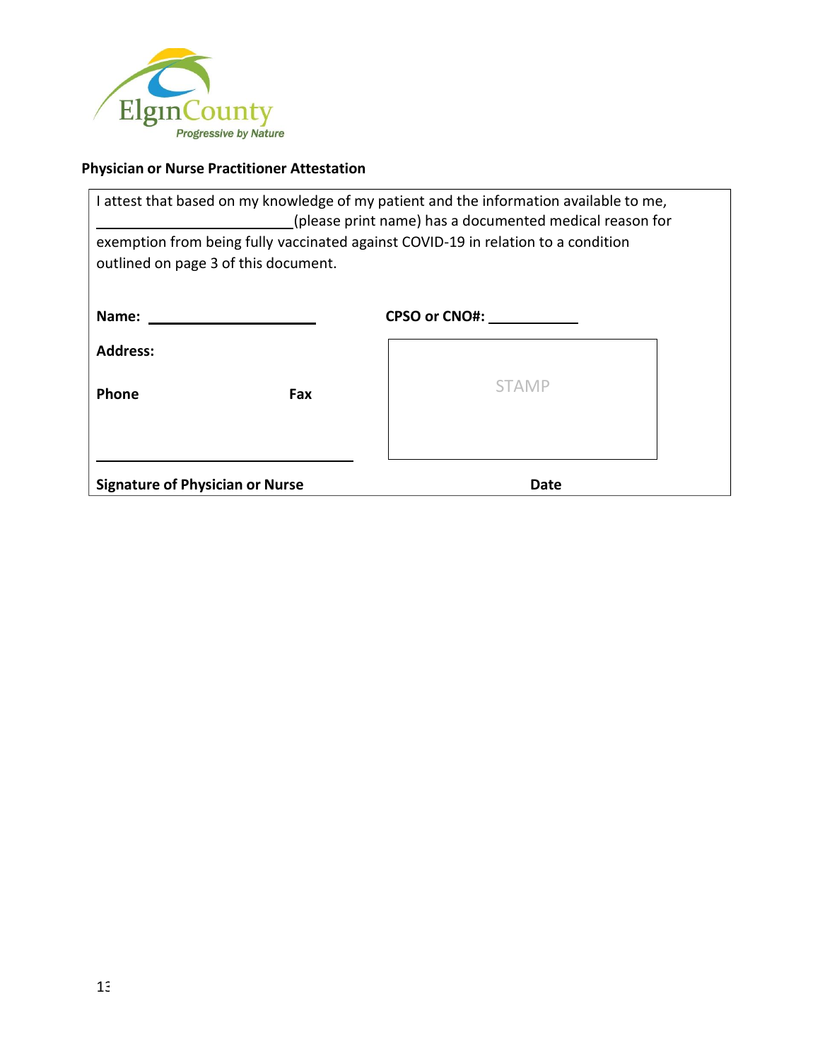Elgin County
*Progressive by Nature*

**Physician or Nurse Practitioner Attestation**

I attest that based on my knowledge of my patient and the information available to me, ________________________(please print name) has a documented medical reason for exemption from being fully vaccinated against COVID-19 in relation to a condition outlined on page 3 of this document.

**Name:** ______________________ **CPSO or CNO#:** ___________

**Address:**

**Phone** **Fax**

STAMP

______________________________

**Signature of Physician or Nurse** **Date**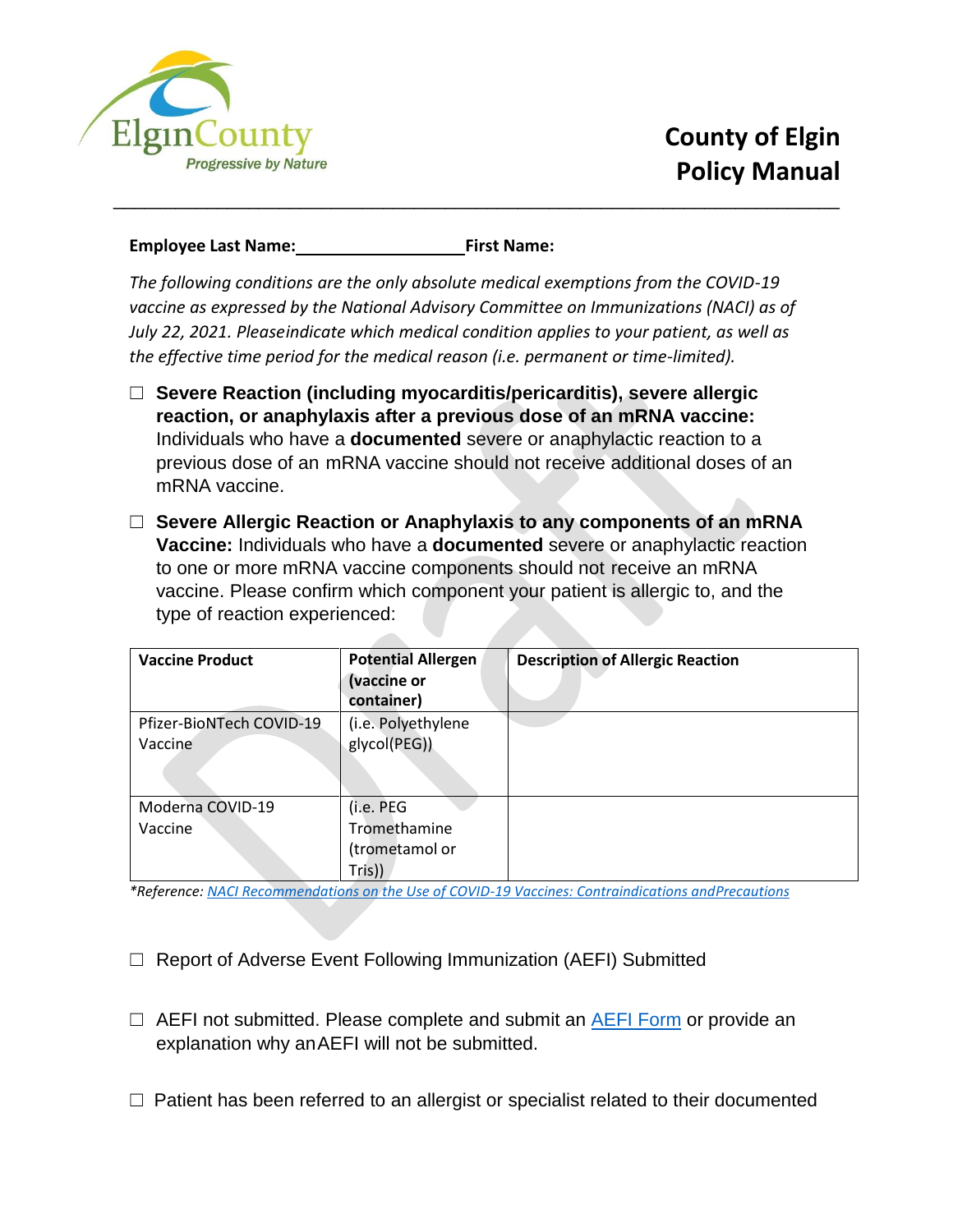**Employee Last Name:** ___________________ **First Name:**

*The following conditions are the only absolute medical exemptions from the COVID-19 vaccine as expressed by the National Advisory Committee on Immunizations (NACI) as of July 22, 2021. Pleaseindicate which medical condition applies to your patient, as well as the effective time period for the medical reason (i.e. permanent or time-limited).*

☐ **Severe Reaction (including myocarditis/pericarditis), severe allergic reaction, or anaphylaxis after a previous dose of an mRNA vaccine:** Individuals who have a **documented** severe or anaphylactic reaction to a previous dose of an mRNA vaccine should not receive additional doses of an mRNA vaccine.

☐ **Severe Allergic Reaction or Anaphylaxis to any components of an mRNA Vaccine:** Individuals who have a **documented** severe or anaphylactic reaction to one or more mRNA vaccine components should not receive an mRNA vaccine. Please confirm which component your patient is allergic to, and the type of reaction experienced:

| Vaccine Product | Potential Allergen (vaccine or container) | Description of Allergic Reaction |
|---|---|---|
| Pfizer-BioNTech COVID-19 Vaccine | (i.e. Polyethylene glycol(PEG)) | |
| Moderna COVID-19 Vaccine | (i.e. PEG Tromethamine (trometamol or Tris)) | |

*\*Reference: NACI Recommendations on the Use of COVID-19 Vaccines: Contraindications andPrecautions*

☐ Report of Adverse Event Following Immunization (AEFI) Submitted

☐ AEFI not submitted. Please complete and submit an AEFI Form or provide an explanation why anAEFI will not be submitted.

☐ Patient has been referred to an allergist or specialist related to their documented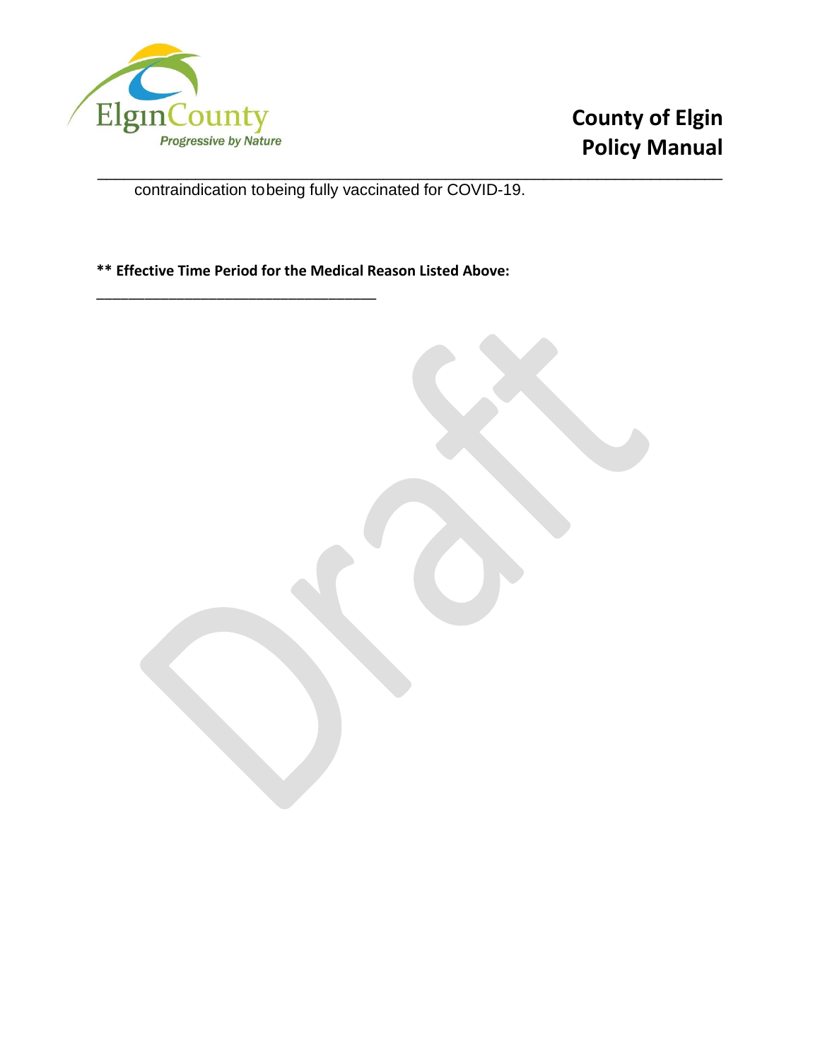contraindication tobeing fully vaccinated for COVID-19.

**** Effective Time Period for the Medical Reason Listed Above:**

___________________________________